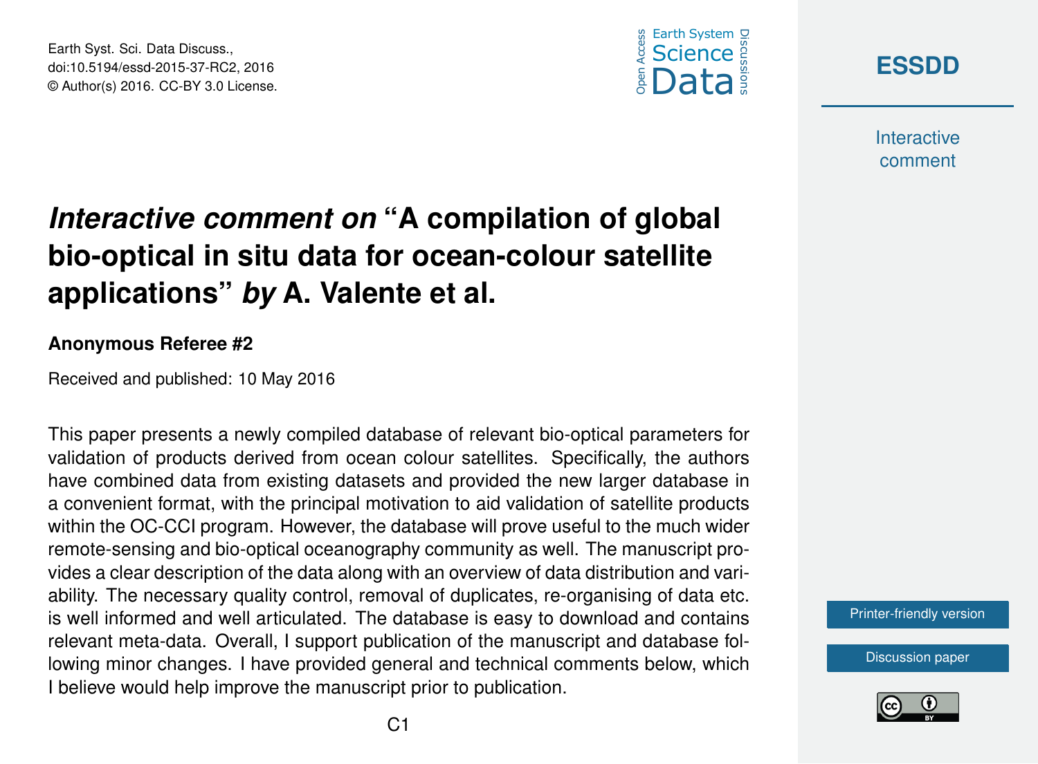# *Interactive comment on* "A compilation of global bio-optical in situ data for ocean-colour satellite applications" *by* A. Valente et al.

**Anonymous Referee #2**

Received and published: 10 May 2016

This paper presents a newly compiled database of relevant bio-optical parameters for validation of products derived from ocean colour satellites. Specifically, the authors have combined data from existing datasets and provided the new larger database in a convenient format, with the principal motivation to aid validation of satellite products within the OC-CCI program. However, the database will prove useful to the much wider remote-sensing and bio-optical oceanography community as well. The manuscript provides a clear description of the data along with an overview of data distribution and variability. The necessary quality control, removal of duplicates, re-organising of data etc. is well informed and well articulated. The database is easy to download and contains relevant meta-data. Overall, I support publication of the manuscript and database following minor changes. I have provided general and technical comments below, which I believe would help improve the manuscript prior to publication.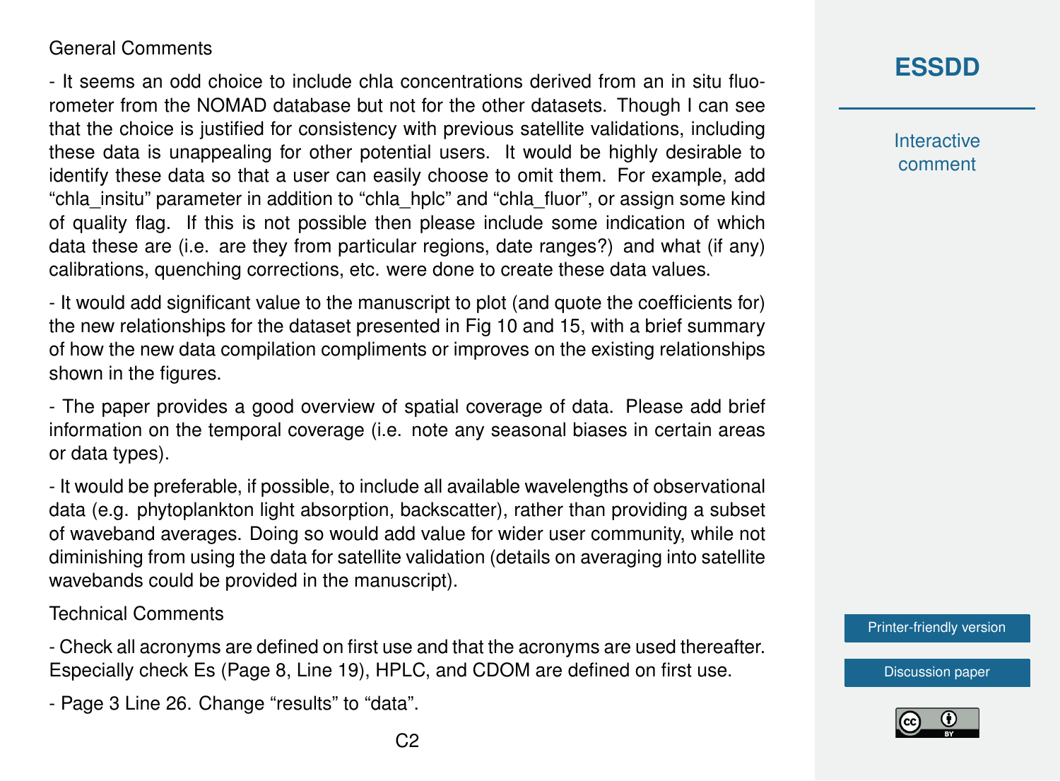General Comments

- It seems an odd choice to include chla concentrations derived from an in situ fluorometer from the NOMAD database but not for the other datasets. Though I can see that the choice is justified for consistency with previous satellite validations, including these data is unappealing for other potential users. It would be highly desirable to identify these data so that a user can easily choose to omit them. For example, add "chla_insitu" parameter in addition to "chla_hplc" and "chla_fluor", or assign some kind of quality flag. If this is not possible then please include some indication of which data these are (i.e. are they from particular regions, date ranges?) and what (if any) calibrations, quenching corrections, etc. were done to create these data values.

- It would add significant value to the manuscript to plot (and quote the coefficients for) the new relationships for the dataset presented in Fig 10 and 15, with a brief summary of how the new data compilation compliments or improves on the existing relationships shown in the figures.

- The paper provides a good overview of spatial coverage of data. Please add brief information on the temporal coverage (i.e. note any seasonal biases in certain areas or data types).

- It would be preferable, if possible, to include all available wavelengths of observational data (e.g. phytoplankton light absorption, backscatter), rather than providing a subset of waveband averages. Doing so would add value for wider user community, while not diminishing from using the data for satellite validation (details on averaging into satellite wavebands could be provided in the manuscript).

Technical Comments

- Check all acronyms are defined on first use and that the acronyms are used thereafter. Especially check Es (Page 8, Line 19), HPLC, and CDOM are defined on first use.

- Page 3 Line 26. Change "results" to "data".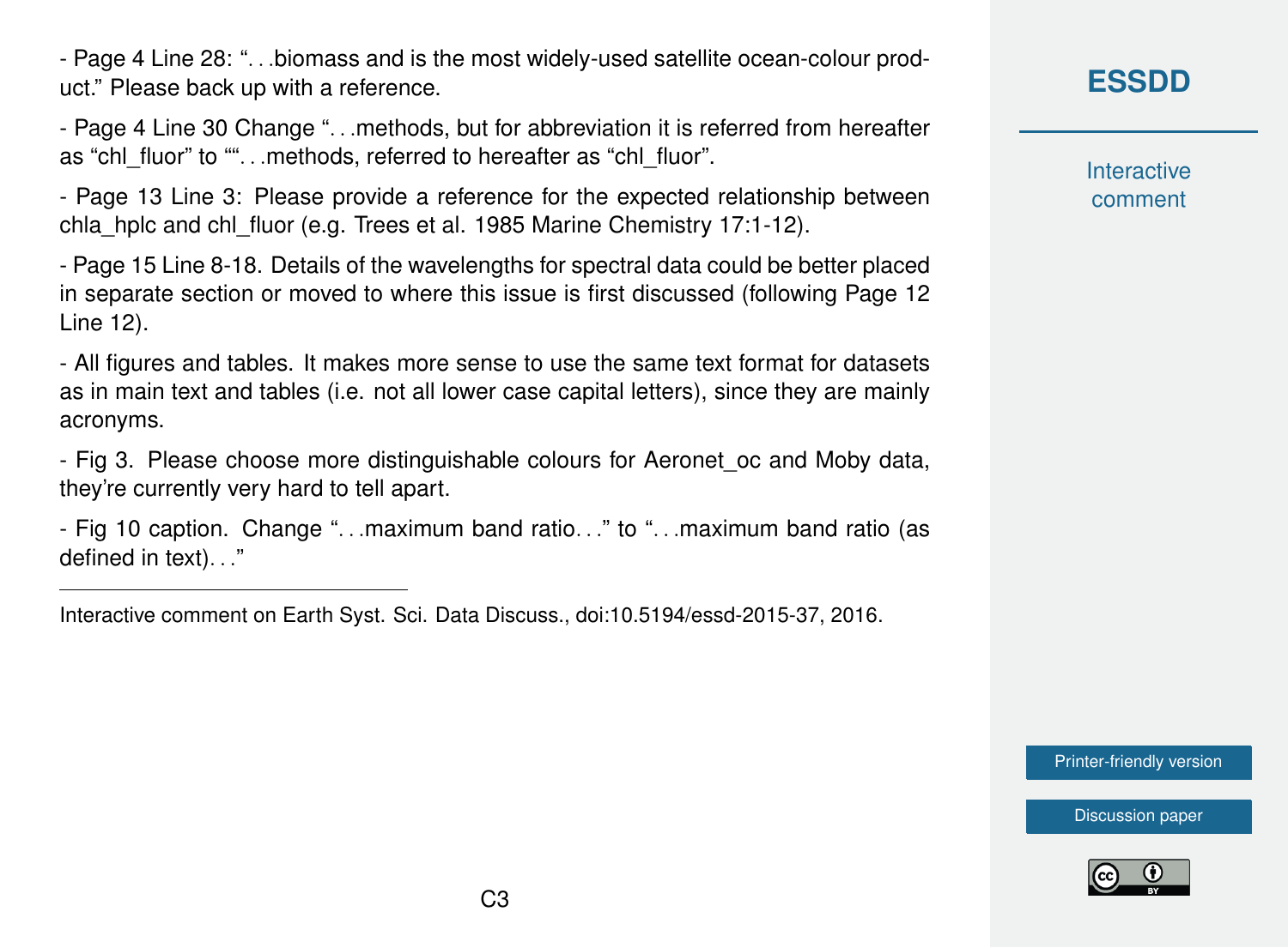- Page 4 Line 28: "…biomass and is the most widely-used satellite ocean-colour product." Please back up with a reference.

- Page 4 Line 30 Change "…methods, but for abbreviation it is referred from hereafter as "chl_fluor" to ""…methods, referred to hereafter as "chl_fluor".

- Page 13 Line 3: Please provide a reference for the expected relationship between chla_hplc and chl_fluor (e.g. Trees et al. 1985 Marine Chemistry 17:1-12).

- Page 15 Line 8-18. Details of the wavelengths for spectral data could be better placed in separate section or moved to where this issue is first discussed (following Page 12 Line 12).

- All figures and tables. It makes more sense to use the same text format for datasets as in main text and tables (i.e. not all lower case capital letters), since they are mainly acronyms.

- Fig 3. Please choose more distinguishable colours for Aeronet_oc and Moby data, they're currently very hard to tell apart.

- Fig 10 caption. Change "…maximum band ratio…" to "…maximum band ratio (as defined in text)…"

---

Interactive comment on Earth Syst. Sci. Data Discuss., doi:10.5194/essd-2015-37, 2016.